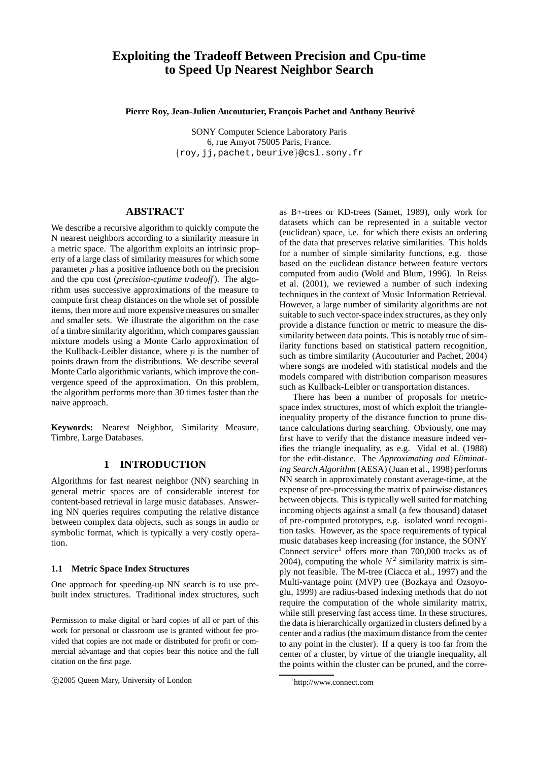# Exploiting the Tradeoff Between Precision and Cpu-time to Speed Up Nearest Neighbor Search

**Pierre Roy, Jean-Julien Aucouturier, François Pachet and Anthony Beurivé**

SONY Computer Science Laboratory Paris
6, rue Amyot 75005 Paris, France.
{roy,jj,pachet,beurive}@csl.sony.fr

## ABSTRACT

We describe a recursive algorithm to quickly compute the N nearest neighbors according to a similarity measure in a metric space. The algorithm exploits an intrinsic property of a large class of similarity measures for which some parameter $p$ has a positive influence both on the precision and the cpu cost (*precision-cputime tradeoff*). The algorithm uses successive approximations of the measure to compute first cheap distances on the whole set of possible items, then more and more expensive measures on smaller and smaller sets. We illustrate the algorithm on the case of a timbre similarity algorithm, which compares gaussian mixture models using a Monte Carlo approximation of the Kullback-Leibler distance, where $p$ is the number of points drawn from the distributions. We describe several Monte Carlo algorithmic variants, which improve the convergence speed of the approximation. On this problem, the algorithm performs more than 30 times faster than the naive approach.

**Keywords:** Nearest Neighbor, Similarity Measure, Timbre, Large Databases.

## 1 INTRODUCTION

Algorithms for fast nearest neighbor (NN) searching in general metric spaces are of considerable interest for content-based retrieval in large music databases. Answering NN queries requires computing the relative distance between complex data objects, such as songs in audio or symbolic format, which is typically a very costly operation.

### 1.1 Metric Space Index Structures

One approach for speeding-up NN search is to use pre-built index structures. Traditional index structures, such as B+-trees or KD-trees (Samet, 1989), only work for datasets which can be represented in a suitable vector (euclidean) space, i.e. for which there exists an ordering of the data that preserves relative similarities. This holds for a number of simple similarity functions, e.g. those based on the euclidean distance between feature vectors computed from audio (Wold and Blum, 1996). In Reiss et al. (2001), we reviewed a number of such indexing techniques in the context of Music Information Retrieval. However, a large number of similarity algorithms are not suitable to such vector-space index structures, as they only provide a distance function or metric to measure the dissimilarity between data points. This is notably true of similarity functions based on statistical pattern recognition, such as timbre similarity (Aucouturier and Pachet, 2004) where songs are modeled with statistical models and the models compared with distribution comparison measures such as Kullback-Leibler or transportation distances.

There has been a number of proposals for metric-space index structures, most of which exploit the triangle-inequality property of the distance function to prune distance calculations during searching. Obviously, one may first have to verify that the distance measure indeed verifies the triangle inequality, as e.g. Vidal et al. (1988) for the edit-distance. The *Approximating and Eliminating Search Algorithm* (AESA) (Juan et al., 1998) performs NN search in approximately constant average-time, at the expense of pre-processing the matrix of pairwise distances between objects. This is typically well suited for matching incoming objects against a small (a few thousand) dataset of pre-computed prototypes, e.g. isolated word recognition tasks. However, as the space requirements of typical music databases keep increasing (for instance, the SONY Connect service[1] offers more than 700,000 tracks as of 2004), computing the whole $N^2$ similarity matrix is simply not feasible. The M-tree (Ciacca et al., 1997) and the Multi-vantage point (MVP) tree (Bozkaya and Ozsoyoglu, 1999) are radius-based indexing methods that do not require the computation of the whole similarity matrix, while still preserving fast access time. In these structures, the data is hierarchically organized in clusters defined by a center and a radius (the maximum distance from the center to any point in the cluster). If a query is too far from the center of a cluster, by virtue of the triangle inequality, all the points within the cluster can be pruned, and the corre-

Permission to make digital or hard copies of all or part of this work for personal or classroom use is granted without fee provided that copies are not made or distributed for profit or commercial advantage and that copies bear this notice and the full citation on the first page.

©2005 Queen Mary, University of London

[1] http://www.connect.com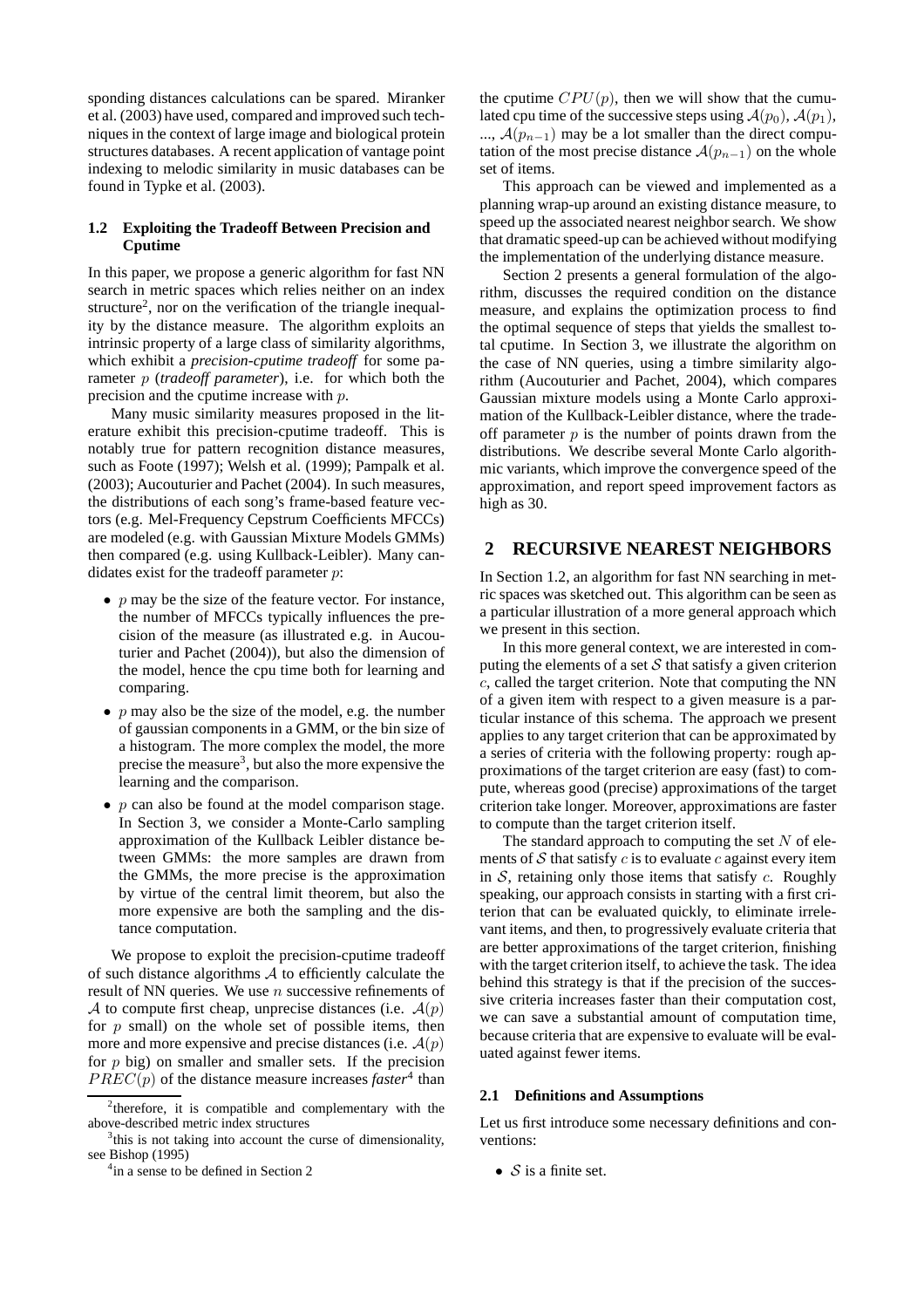sponding distances calculations can be spared. Miranker et al. (2003) have used, compared and improved such techniques in the context of large image and biological protein structures databases. A recent application of vantage point indexing to melodic similarity in music databases can be found in Typke et al. (2003).

### 1.2 Exploiting the Tradeoff Between Precision and Cputime

In this paper, we propose a generic algorithm for fast NN search in metric spaces which relies neither on an index structure[2], nor on the verification of the triangle inequality by the distance measure. The algorithm exploits an intrinsic property of a large class of similarity algorithms, which exhibit a ***precision-cputime tradeoff*** for some parameter $p$ (***tradeoff parameter***), i.e. for which both the precision and the cputime increase with $p$.

Many music similarity measures proposed in the literature exhibit this precision-cputime tradeoff. This is notably true for pattern recognition distance measures, such as Foote (1997); Welsh et al. (1999); Pampalk et al. (2003); Aucouturier and Pachet (2004). In such measures, the distributions of each song's frame-based feature vectors (e.g. Mel-Frequency Cepstrum Coefficients MFCCs) are modeled (e.g. with Gaussian Mixture Models GMMs) then compared (e.g. using Kullback-Leibler). Many candidates exist for the tradeoff parameter $p$:

- $p$ may be the size of the feature vector. For instance, the number of MFCCs typically influences the precision of the measure (as illustrated e.g. in Aucouturier and Pachet (2004)), but also the dimension of the model, hence the cpu time both for learning and comparing.
- $p$ may also be the size of the model, e.g. the number of gaussian components in a GMM, or the bin size of a histogram. The more complex the model, the more precise the measure[3], but also the more expensive the learning and the comparison.
- $p$ can also be found at the model comparison stage. In Section 3, we consider a Monte-Carlo sampling approximation of the Kullback Leibler distance between GMMs: the more samples are drawn from the GMMs, the more precise is the approximation by virtue of the central limit theorem, but also the more expensive are both the sampling and the distance computation.

We propose to exploit the precision-cputime tradeoff of such distance algorithms $\mathcal{A}$ to efficiently calculate the result of NN queries. We use $n$ successive refinements of $\mathcal{A}$ to compute first cheap, unprecise distances (i.e. $\mathcal{A}(p)$ for $p$ small) on the whole set of possible items, then more and more expensive and precise distances (i.e. $\mathcal{A}(p)$ for $p$ big) on smaller and smaller sets. If the precision $PREC(p)$ of the distance measure increases *faster*[4] than the cputime $CPU(p)$, then we will show that the cumulated cpu time of the successive steps using $\mathcal{A}(p_0)$, $\mathcal{A}(p_1)$, ..., $\mathcal{A}(p_{n-1})$ may be a lot smaller than the direct computation of the most precise distance $\mathcal{A}(p_{n-1})$ on the whole set of items.

This approach can be viewed and implemented as a planning wrap-up around an existing distance measure, to speed up the associated nearest neighbor search. We show that dramatic speed-up can be achieved without modifying the implementation of the underlying distance measure.

Section 2 presents a general formulation of the algorithm, discusses the required condition on the distance measure, and explains the optimization process to find the optimal sequence of steps that yields the smallest total cputime. In Section 3, we illustrate the algorithm on the case of NN queries, using a timbre similarity algorithm (Aucouturier and Pachet, 2004), which compares Gaussian mixture models using a Monte Carlo approximation of the Kullback-Leibler distance, where the tradeoff parameter $p$ is the number of points drawn from the distributions. We describe several Monte Carlo algorithmic variants, which improve the convergence speed of the approximation, and report speed improvement factors as high as 30.

## 2 RECURSIVE NEAREST NEIGHBORS

In Section 1.2, an algorithm for fast NN searching in metric spaces was sketched out. This algorithm can be seen as a particular illustration of a more general approach which we present in this section.

In this more general context, we are interested in computing the elements of a set $\mathcal{S}$ that satisfy a given criterion $c$, called the target criterion. Note that computing the NN of a given item with respect to a given measure is a particular instance of this schema. The approach we present applies to any target criterion that can be approximated by a series of criteria with the following property: rough approximations of the target criterion are easy (fast) to compute, whereas good (precise) approximations of the target criterion take longer. Moreover, approximations are faster to compute than the target criterion itself.

The standard approach to computing the set $N$ of elements of $\mathcal{S}$ that satisfy $c$ is to evaluate $c$ against every item in $\mathcal{S}$, retaining only those items that satisfy $c$. Roughly speaking, our approach consists in starting with a first criterion that can be evaluated quickly, to eliminate irrelevant items, and then, to progressively evaluate criteria that are better approximations of the target criterion, finishing with the target criterion itself, to achieve the task. The idea behind this strategy is that if the precision of the successive criteria increases faster than their computation cost, we can save a substantial amount of computation time, because criteria that are expensive to evaluate will be evaluated against fewer items.

### 2.1 Definitions and Assumptions

Let us first introduce some necessary definitions and conventions:

- $\mathcal{S}$ is a finite set.

[2] therefore, it is compatible and complementary with the above-described metric index structures

[3] this is not taking into account the curse of dimensionality, see Bishop (1995)

[4] in a sense to be defined in Section 2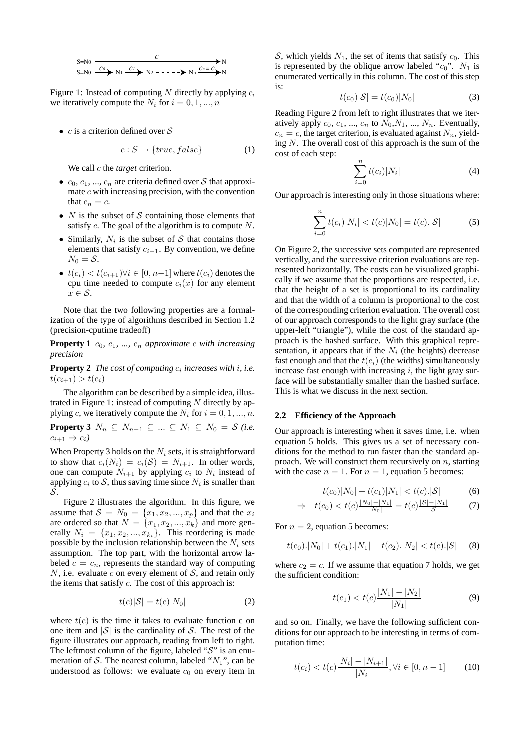$$S{=}N_0 \xrightarrow{\quad\quad\quad\quad c \quad\quad\quad\quad} N$$

$$S{=}N_0 \xrightarrow{c_0} N_1 \xrightarrow{c_1} N_2 \dashrightarrow N_n \xrightarrow{c_n = c} N$$

Figure 1: Instead of computing $N$ directly by applying $c$, we iteratively compute the $N_i$ for $i = 0, 1, ..., n$

- $c$ is a criterion defined over $\mathcal{S}$

$$c : S \rightarrow \{true, false\} \tag{1}$$

  We call $c$ the *target* criterion.

- $c_0$, $c_1$, ..., $c_n$ are criteria defined over $\mathcal{S}$ that approximate $c$ with increasing precision, with the convention that $c_n = c$.
- $N$ is the subset of $\mathcal{S}$ containing those elements that satisfy $c$. The goal of the algorithm is to compute $N$.
- Similarly, $N_i$ is the subset of $\mathcal{S}$ that contains those elements that satisfy $c_{i-1}$. By convention, we define $N_0 = \mathcal{S}$.
- $t(c_i) < t(c_{i+1}) \forall i \in [0, n-1]$ where $t(c_i)$ denotes the cpu time needed to compute $c_i(x)$ for any element $x \in \mathcal{S}$.

Note that the two following properties are a formalization of the type of algorithms described in Section 1.2 (precision-cputime tradeoff)

**Property 1** *$c_0$, $c_1$, ..., $c_n$ approximate $c$ with increasing precision*

**Property 2** *The cost of computing $c_i$ increases with $i$, i.e. $t(c_{i+1}) > t(c_i)$*

The algorithm can be described by a simple idea, illustrated in Figure 1: instead of computing $N$ directly by applying $c$, we iteratively compute the $N_i$ for $i = 0, 1, ..., n$.

**Property 3** *$N_n \subseteq N_{n-1} \subseteq ... \subseteq N_1 \subseteq N_0 = \mathcal{S}$ (i.e. $c_{i+1} \Rightarrow c_i$)*

When Property 3 holds on the $N_i$ sets, it is straightforward to show that $c_i(N_i) = c_i(\mathcal{S}) = N_{i+1}$. In other words, one can compute $N_{i+1}$ by applying $c_i$ to $N_i$ instead of applying $c_i$ to $\mathcal{S}$, thus saving time since $N_i$ is smaller than $\mathcal{S}$.

Figure 2 illustrates the algorithm. In this figure, we assume that $\mathcal{S} = N_0 = \{x_1, x_2, ..., x_p\}$ and that the $x_i$ are ordered so that $N = \{x_1, x_2, ..., x_k\}$ and more generally $N_i = \{x_1, x_2, ..., x_{k_i}\}$. This reordering is made possible by the inclusion relationship between the $N_i$ sets assumption. The top part, with the horizontal arrow labeled $c = c_n$, represents the standard way of computing $N$, i.e. evaluate $c$ on every element of $\mathcal{S}$, and retain only the items that satisfy $c$. The cost of this approach is:

$$t(c)|\mathcal{S}| = t(c)|N_0| \tag{2}$$

where $t(c)$ is the time it takes to evaluate function c on one item and $|\mathcal{S}|$ is the cardinality of $\mathcal{S}$. The rest of the figure illustrates our approach, reading from left to right. The leftmost column of the figure, labeled "$\mathcal{S}$" is an enumeration of $\mathcal{S}$. The nearest column, labeled "$N_1$", can be understood as follows: we evaluate $c_0$ on every item in $\mathcal{S}$, which yields $N_1$, the set of items that satisfy $c_0$. This is represented by the oblique arrow labeled "$c_0$". $N_1$ is enumerated vertically in this column. The cost of this step is:

$$t(c_0)|\mathcal{S}| = t(c_0)|N_0| \tag{3}$$

Reading Figure 2 from left to right illustrates that we iteratively apply $c_0$, $c_1$, ..., $c_n$ to $N_0$,$N_1$, ..., $N_n$. Eventually, $c_n = c$, the target criterion, is evaluated against $N_n$, yielding $N$. The overall cost of this approach is the sum of the cost of each step:

$$\sum_{i=0}^{n} t(c_i)|N_i| \tag{4}$$

Our approach is interesting only in those situations where:

$$\sum_{i=0}^{n} t(c_i)|N_i| < t(c)|N_0| = t(c).|\mathcal{S}| \tag{5}$$

On Figure 2, the successive sets computed are represented vertically, and the successive criterion evaluations are represented horizontally. The costs can be visualized graphically if we assume that the proportions are respected, i.e. that the height of a set is proportional to its cardinality and that the width of a column is proportional to the cost of the corresponding criterion evaluation. The overall cost of our approach corresponds to the light gray surface (the upper-left "triangle"), while the cost of the standard approach is the hashed surface. With this graphical representation, it appears that if the $N_i$ (the heights) decrease fast enough and that the $t(c_i)$ (the widths) simultaneously increase fast enough with increasing $i$, the light gray surface will be substantially smaller than the hashed surface. This is what we discuss in the next section.

### 2.2 Efficiency of the Approach

Our approach is interesting when it saves time, i.e. when equation 5 holds. This gives us a set of necessary conditions for the method to run faster than the standard approach. We will construct them recursively on $n$, starting with the case $n = 1$. For $n = 1$, equation 5 becomes:

$$t(c_0)|N_0| + t(c_1)|N_1| < t(c).|\mathcal{S}| \tag{6}$$

$$\Rightarrow \quad t(c_0) < t(c)\tfrac{|N_0|-|N_1|}{|N_0|} = t(c)\tfrac{|\mathcal{S}|-|N_1|}{|\mathcal{S}|} \tag{7}$$

For $n = 2$, equation 5 becomes:

$$t(c_0).|N_0| + t(c_1).|N_1| + t(c_2).|N_2| < t(c).|S| \tag{8}$$

where $c_2 = c$. If we assume that equation 7 holds, we get the sufficient condition:

$$t(c_1) < t(c)\frac{|N_1| - |N_2|}{|N_1|} \tag{9}$$

and so on. Finally, we have the following sufficient conditions for our approach to be interesting in terms of computation time:

$$t(c_i) < t(c)\frac{|N_i| - |N_{i+1}|}{|N_i|}, \forall i \in [0, n-1] \tag{10}$$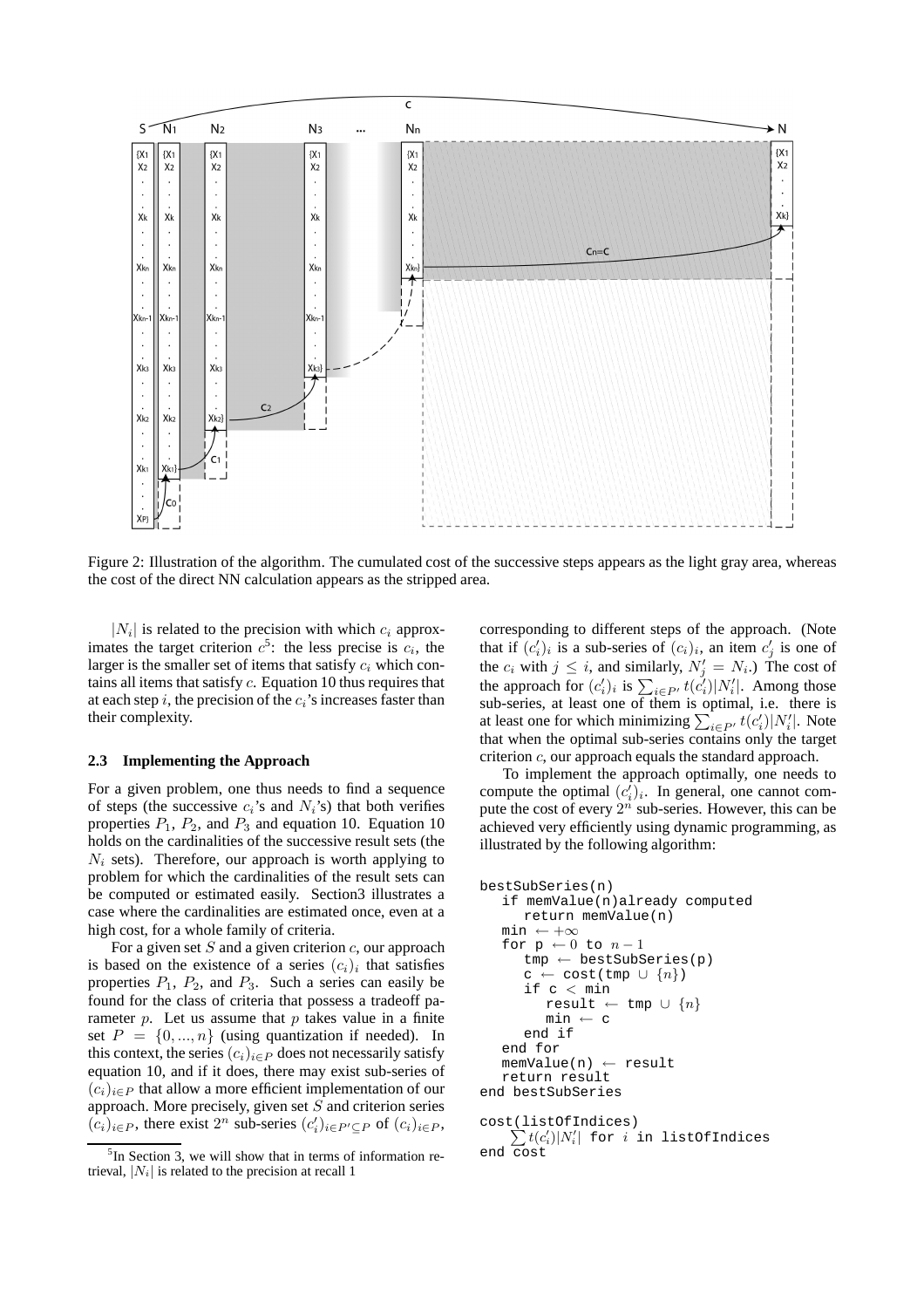Figure 2: Illustration of the algorithm. The cumulated cost of the successive steps appears as the light gray area, whereas the cost of the direct NN calculation appears as the stripped area.

$|N_i|$ is related to the precision with which $c_i$ approximates the target criterion $c$[5]: the less precise is $c_i$, the larger is the smaller set of items that satisfy $c_i$ which contains all items that satisfy $c$. Equation 10 thus requires that at each step $i$, the precision of the $c_i$'s increases faster than their complexity.

### 2.3 Implementing the Approach

For a given problem, one thus needs to find a sequence of steps (the successive $c_i$'s and $N_i$'s) that both verifies properties $P_1$, $P_2$, and $P_3$ and equation 10. Equation 10 holds on the cardinalities of the successive result sets (the $N_i$ sets). Therefore, our approach is worth applying to problem for which the cardinalities of the result sets can be computed or estimated easily. Section3 illustrates a case where the cardinalities are estimated once, even at a high cost, for a whole family of criteria.

For a given set $S$ and a given criterion $c$, our approach is based on the existence of a series $(c_i)_i$ that satisfies properties $P_1$, $P_2$, and $P_3$. Such a series can easily be found for the class of criteria that possess a tradeoff parameter $p$. Let us assume that $p$ takes value in a finite set $P = \{0, ..., n\}$ (using quantization if needed). In this context, the series $(c_i)_{i \in P}$ does not necessarily satisfy equation 10, and if it does, there may exist sub-series of $(c_i)_{i \in P}$ that allow a more efficient implementation of our approach. More precisely, given set $S$ and criterion series $(c_i)_{i \in P}$, there exist $2^n$ sub-series $(c'_i)_{i \in P' \subseteq P}$ of $(c_i)_{i \in P}$, corresponding to different steps of the approach. (Note that if $(c'_i)_i$ is a sub-series of $(c_i)_i$, an item $c'_j$ is one of the $c_i$ with $j \leq i$, and similarly, $N'_j = N_i$.) The cost of the approach for $(c'_i)_i$ is $\sum_{i \in P'} t(c'_i)|N'_i|$. Among those sub-series, at least one of them is optimal, i.e. there is at least one for which minimizing $\sum_{i \in P'} t(c'_i)|N'_i|$. Note that when the optimal sub-series contains only the target criterion $c$, our approach equals the standard approach.

To implement the approach optimally, one needs to compute the optimal $(c'_i)_i$. In general, one cannot compute the cost of every $2^n$ sub-series. However, this can be achieved very efficiently using dynamic programming, as illustrated by the following algorithm:

```
bestSubSeries(n)
   if memValue(n)already computed
      return memValue(n)
   min ← +∞
   for p ← 0 to n − 1
      tmp ← bestSubSeries(p)
      c ← cost(tmp ∪ {n})
      if c < min
         result ← tmp ∪ {n}
         min ← c
      end if
   end for
   memValue(n) ← result
   return result
end bestSubSeries

cost(listOfIndices)
   ∑t(c'_i)|N'_i| for i in listOfIndices
end cost
```

[5] In Section 3, we will show that in terms of information retrieval, $|N_i|$ is related to the precision at recall 1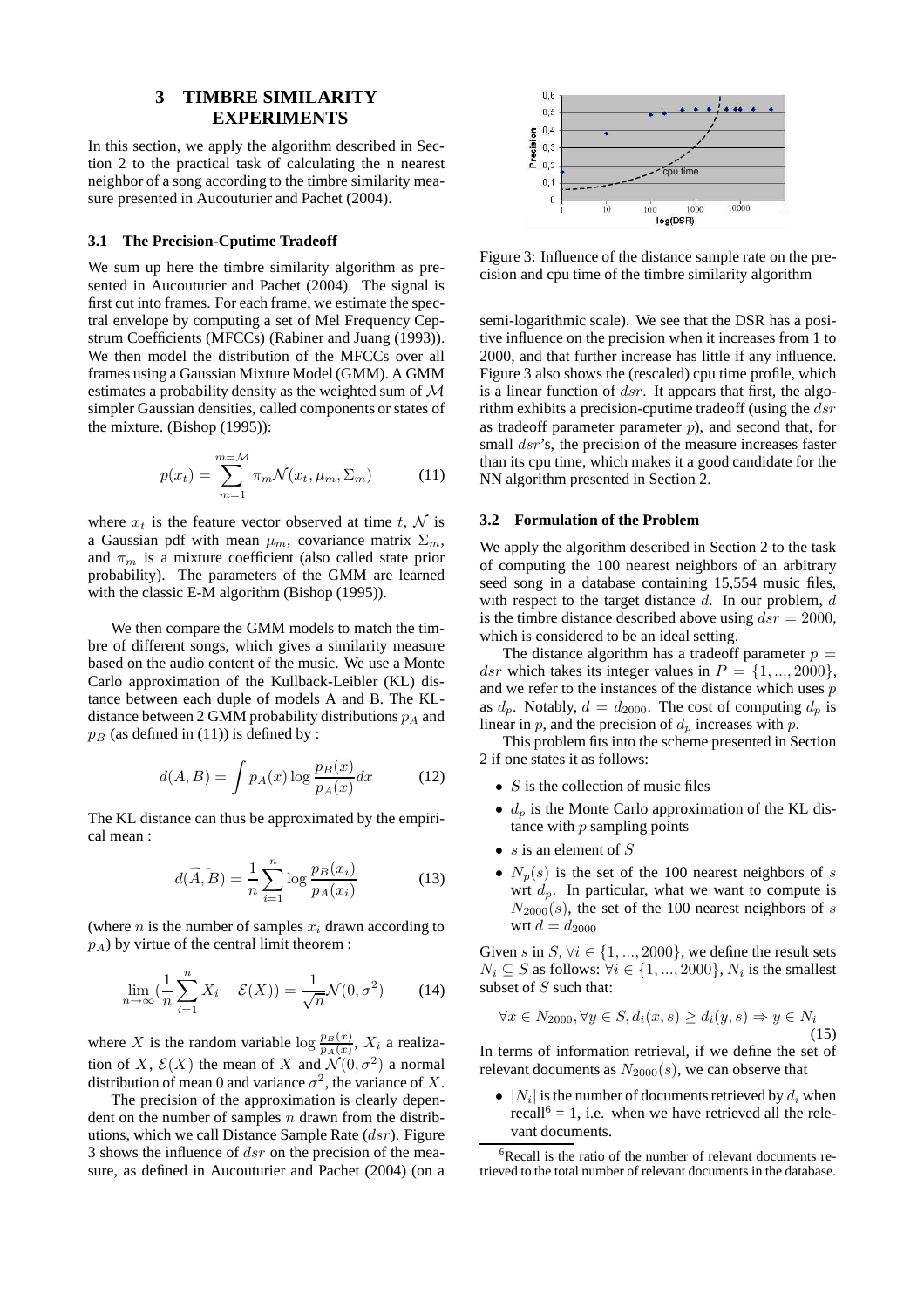## 3 TIMBRE SIMILARITY EXPERIMENTS

In this section, we apply the algorithm described in Section 2 to the practical task of calculating the n nearest neighbor of a song according to the timbre similarity measure presented in Aucouturier and Pachet (2004).

### 3.1 The Precision-Cputime Tradeoff

We sum up here the timbre similarity algorithm as presented in Aucouturier and Pachet (2004). The signal is first cut into frames. For each frame, we estimate the spectral envelope by computing a set of Mel Frequency Cepstrum Coefficients (MFCCs) (Rabiner and Juang (1993)). We then model the distribution of the MFCCs over all frames using a Gaussian Mixture Model (GMM). A GMM estimates a probability density as the weighted sum of $\mathcal{M}$ simpler Gaussian densities, called components or states of the mixture. (Bishop (1995)):

$$p(x_t) = \sum_{m=1}^{m=\mathcal{M}} \pi_m \mathcal{N}(x_t, \mu_m, \Sigma_m) \tag{11}$$

where $x_t$ is the feature vector observed at time $t$, $\mathcal{N}$ is a Gaussian pdf with mean $\mu_m$, covariance matrix $\Sigma_m$, and $\pi_m$ is a mixture coefficient (also called state prior probability). The parameters of the GMM are learned with the classic E-M algorithm (Bishop (1995)).

We then compare the GMM models to match the timbre of different songs, which gives a similarity measure based on the audio content of the music. We use a Monte Carlo approximation of the Kullback-Leibler (KL) distance between each duple of models A and B. The KL-distance between 2 GMM probability distributions $p_A$ and $p_B$ (as defined in (11)) is defined by :

$$d(A, B) = \int p_A(x) \log \frac{p_B(x)}{p_A(x)} dx \tag{12}$$

The KL distance can thus be approximated by the empirical mean :

$$\widetilde{d(A, B)} = \frac{1}{n} \sum_{i=1}^{n} \log \frac{p_B(x_i)}{p_A(x_i)} \tag{13}$$

(where $n$ is the number of samples $x_i$ drawn according to $p_A$) by virtue of the central limit theorem :

$$\lim_{n \to \infty} \left(\frac{1}{n} \sum_{i=1}^{n} X_i - \mathcal{E}(X)\right) = \frac{1}{\sqrt{n}} \mathcal{N}(0, \sigma^2) \tag{14}$$

where $X$ is the random variable $\log \frac{p_B(x)}{p_A(x)}$, $X_i$ a realization of $X$, $\mathcal{E}(X)$ the mean of $X$ and $\mathcal{N}(0, \sigma^2)$ a normal distribution of mean 0 and variance $\sigma^2$, the variance of $X$.

The precision of the approximation is clearly dependent on the number of samples $n$ drawn from the distributions, which we call Distance Sample Rate ($dsr$). Figure 3 shows the influence of $dsr$ on the precision of the measure, as defined in Aucouturier and Pachet (2004) (on a semi-logarithmic scale). We see that the DSR has a positive influence on the precision when it increases from 1 to 2000, and that further increase has little if any influence. Figure 3 also shows the (rescaled) cpu time profile, which is a linear function of $dsr$. It appears that first, the algorithm exhibits a precision-cputime tradeoff (using the $dsr$ as tradeoff parameter parameter $p$), and second that, for small $dsr$'s, the precision of the measure increases faster than its cpu time, which makes it a good candidate for the NN algorithm presented in Section 2.

Figure 3: Influence of the distance sample rate on the precision and cpu time of the timbre similarity algorithm

### 3.2 Formulation of the Problem

We apply the algorithm described in Section 2 to the task of computing the 100 nearest neighbors of an arbitrary seed song in a database containing 15,554 music files, with respect to the target distance $d$. In our problem, $d$ is the timbre distance described above using $dsr = 2000$, which is considered to be an ideal setting.

The distance algorithm has a tradeoff parameter $p = dsr$ which takes its integer values in $P = \{1, ..., 2000\}$, and we refer to the instances of the distance which uses $p$ as $d_p$. Notably, $d = d_{2000}$. The cost of computing $d_p$ is linear in $p$, and the precision of $d_p$ increases with $p$.

This problem fits into the scheme presented in Section 2 if one states it as follows:

- $S$ is the collection of music files
- $d_p$ is the Monte Carlo approximation of the KL distance with $p$ sampling points
- $s$ is an element of $S$
- $N_p(s)$ is the set of the 100 nearest neighbors of $s$ wrt $d_p$. In particular, what we want to compute is $N_{2000}(s)$, the set of the 100 nearest neighbors of $s$ wrt $d = d_{2000}$

Given $s$ in $S$, $\forall i \in \{1, ..., 2000\}$, we define the result sets $N_i \subseteq S$ as follows: $\forall i \in \{1, ..., 2000\}$, $N_i$ is the smallest subset of $S$ such that:

$$\forall x \in N_{2000}, \forall y \in S, d_i(x, s) \geq d_i(y, s) \Rightarrow y \in N_i \tag{15}$$

In terms of information retrieval, if we define the set of relevant documents as $N_{2000}(s)$, we can observe that

- $|N_i|$ is the number of documents retrieved by $d_i$ when recall[6] = 1, i.e. when we have retrieved all the relevant documents.

[6] Recall is the ratio of the number of relevant documents retrieved to the total number of relevant documents in the database.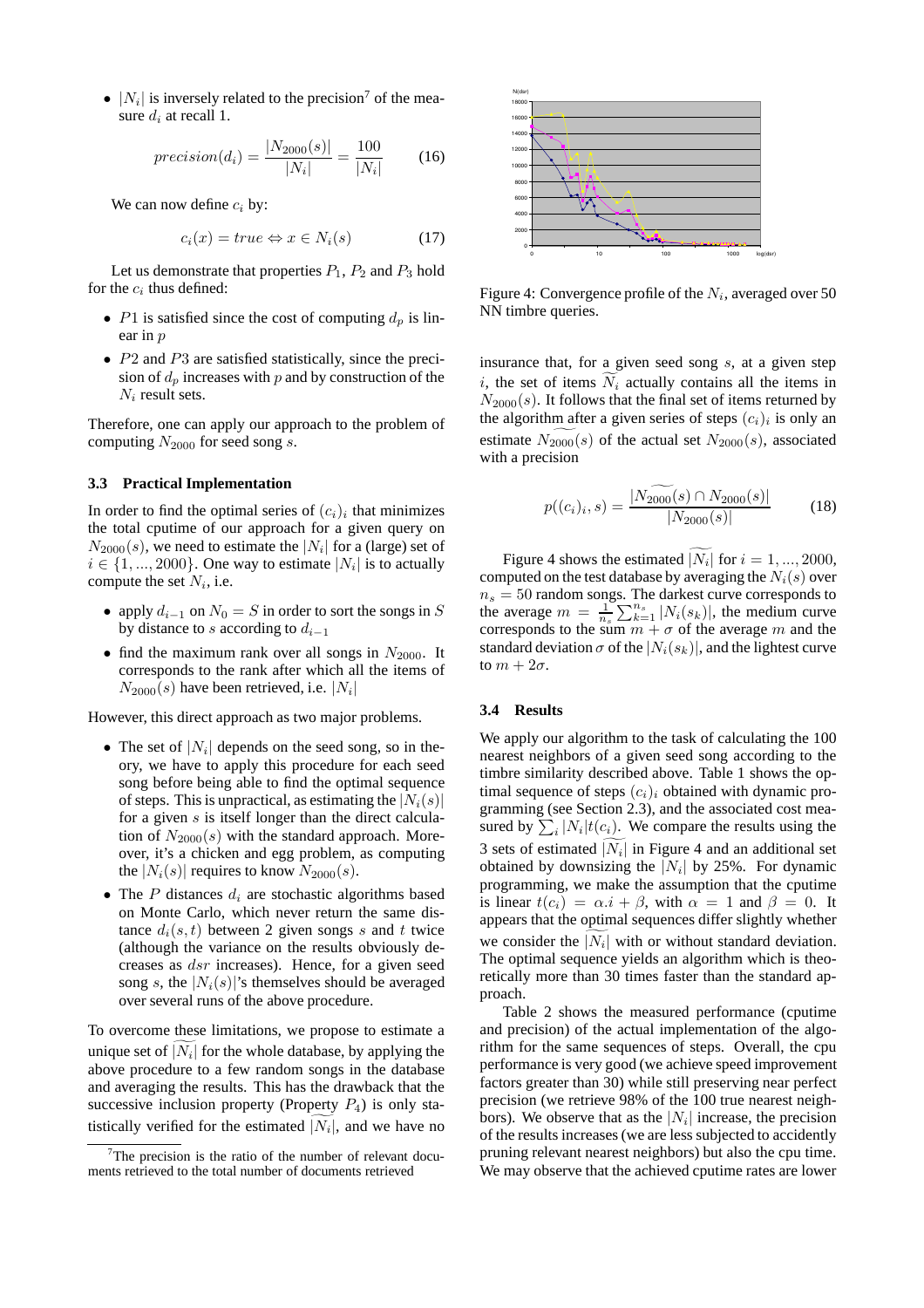- $|N_i|$ is inversely related to the precision[7] of the measure $d_i$ at recall 1.

$$precision(d_i) = \frac{|N_{2000}(s)|}{|N_i|} = \frac{100}{|N_i|} \quad (16)$$

We can now define $c_i$ by:

$$c_i(x) = true \Leftrightarrow x \in N_i(s) \quad (17)$$

Let us demonstrate that properties $P_1$, $P_2$ and $P_3$ hold for the $c_i$ thus defined:

- $P1$ is satisfied since the cost of computing $d_p$ is linear in $p$
- $P2$ and $P3$ are satisfied statistically, since the precision of $d_p$ increases with $p$ and by construction of the $N_i$ result sets.

Therefore, one can apply our approach to the problem of computing $N_{2000}$ for seed song $s$.

### 3.3 Practical Implementation

In order to find the optimal series of $(c_i)_i$ that minimizes the total cputime of our approach for a given query on $N_{2000}(s)$, we need to estimate the $|N_i|$ for a (large) set of $i \in \{1, ..., 2000\}$. One way to estimate $|N_i|$ is to actually compute the set $N_i$, i.e.

- apply $d_{i-1}$ on $N_0 = S$ in order to sort the songs in $S$ by distance to $s$ according to $d_{i-1}$
- find the maximum rank over all songs in $N_{2000}$. It corresponds to the rank after which all the items of $N_{2000}(s)$ have been retrieved, i.e. $|N_i|$

However, this direct approach as two major problems.

- The set of $|N_i|$ depends on the seed song, so in theory, we have to apply this procedure for each seed song before being able to find the optimal sequence of steps. This is unpractical, as estimating the $|N_i(s)|$ for a given $s$ is itself longer than the direct calculation of $N_{2000}(s)$ with the standard approach. Moreover, it's a chicken and egg problem, as computing the $|N_i(s)|$ requires to know $N_{2000}(s)$.
- The $P$ distances $d_i$ are stochastic algorithms based on Monte Carlo, which never return the same distance $d_i(s,t)$ between 2 given songs $s$ and $t$ twice (although the variance on the results obviously decreases as $dsr$ increases). Hence, for a given seed song $s$, the $|N_i(s)|$'s themselves should be averaged over several runs of the above procedure.

To overcome these limitations, we propose to estimate a unique set of $|\widetilde{N_i}|$ for the whole database, by applying the above procedure to a few random songs in the database and averaging the results. This has the drawback that the successive inclusion property (Property $P_4$) is only statistically verified for the estimated $|\widetilde{N_i}|$, and we have no insurance that, for a given seed song $s$, at a given step $i$, the set of items $\widetilde{N_i}$ actually contains all the items in $N_{2000}(s)$. It follows that the final set of items returned by the algorithm after a given series of steps $(c_i)_i$ is only an estimate $\widetilde{N_{2000}(s)}$ of the actual set $N_{2000}(s)$, associated with a precision

$$p((c_i)_i, s) = \frac{|\widetilde{N_{2000}(s)} \cap N_{2000}(s)|}{|N_{2000}(s)|} \quad (18)$$

Figure 4: Convergence profile of the $N_i$, averaged over 50 NN timbre queries.

Figure 4 shows the estimated $|\widetilde{N_i}|$ for $i = 1, ..., 2000$, computed on the test database by averaging the $N_i(s)$ over $n_s = 50$ random songs. The darkest curve corresponds to the average $m = \frac{1}{n_s}\sum_{k=1}^{n_s} |N_i(s_k)|$, the medium curve corresponds to the sum $m + \sigma$ of the average $m$ and the standard deviation $\sigma$ of the $|N_i(s_k)|$, and the lightest curve to $m + 2\sigma$.

### 3.4 Results

We apply our algorithm to the task of calculating the 100 nearest neighbors of a given seed song according to the timbre similarity described above. Table 1 shows the optimal sequence of steps $(c_i)_i$ obtained with dynamic programming (see Section 2.3), and the associated cost measured by $\sum_i |N_i| t(c_i)$. We compare the results using the 3 sets of estimated $|\widetilde{N_i}|$ in Figure 4 and an additional set obtained by downsizing the $|N_i|$ by 25%. For dynamic programming, we make the assumption that the cputime is linear $t(c_i) = \alpha.i + \beta$, with $\alpha = 1$ and $\beta = 0$. It appears that the optimal sequences differ slightly whether we consider the $|\widetilde{N_i}|$ with or without standard deviation. The optimal sequence yields an algorithm which is theoretically more than 30 times faster than the standard approach.

Table 2 shows the measured performance (cputime and precision) of the actual implementation of the algorithm for the same sequences of steps. Overall, the cpu performance is very good (we achieve speed improvement factors greater than 30) while still preserving near perfect precision (we retrieve 98% of the 100 true nearest neighbors). We observe that as the $|N_i|$ increase, the precision of the results increases (we are less subjected to accidently pruning relevant nearest neighbors) but also the cpu time. We may observe that the achieved cputime rates are lower

[7] The precision is the ratio of the number of relevant documents retrieved to the total number of documents retrieved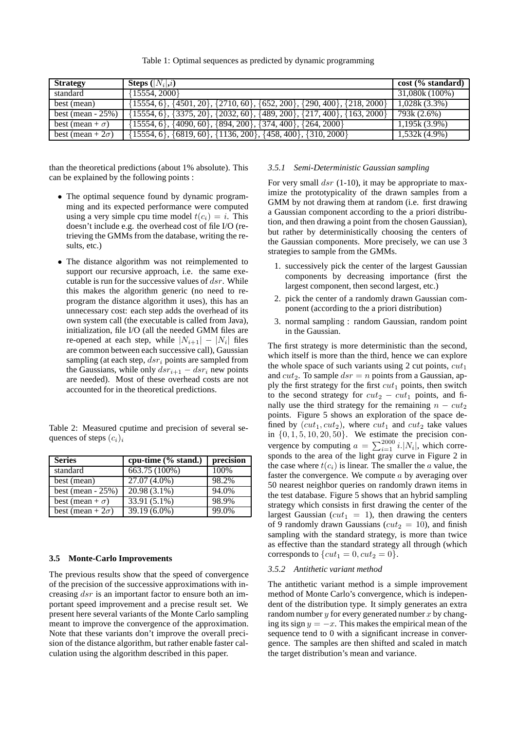Table 1: Optimal sequences as predicted by dynamic programming

| Strategy | Steps ($\|N_i\|$,$i$) | cost (% standard) |
|---|---|---|
| standard | {15554, 2000} | 31,080k (100%) |
| best (mean) | {15554, 6}, {4501, 20}, {2710, 60}, {652, 200}, {290, 400}, {218, 2000} | 1,028k (3.3%) |
| best (mean - 25%) | {15554, 6}, {3375, 20}, {2032, 60}, {489, 200}, {217, 400}, {163, 2000} | 793k (2.6%) |
| best (mean + $\sigma$) | {15554, 6}, {4090, 60}, {894, 200}, {374, 400}, {264, 2000} | 1,195k (3.9%) |
| best (mean + 2$\sigma$) | {15554, 6}, {6819, 60}, {1136, 200}, {458, 400}, {310, 2000} | 1,532k (4.9%) |

than the theoretical predictions (about 1% absolute). This can be explained by the following points :

- The optimal sequence found by dynamic programming and its expected performance were computed using a very simple cpu time model $t(c_i) = i$. This doesn't include e.g. the overhead cost of file I/O (retrieving the GMMs from the database, writing the results, etc.)
- The distance algorithm was not reimplemented to support our recursive approach, i.e. the same executable is run for the successive values of $dsr$. While this makes the algorithm generic (no need to reprogram the distance algorithm it uses), this has an unnecessary cost: each step adds the overhead of its own system call (the executable is called from Java), initialization, file I/O (all the needed GMM files are re-opened at each step, while $|N_{i+1}| - |N_i|$ files are common between each successive call), Gaussian sampling (at each step, $dsr_i$ points are sampled from the Gaussians, while only $dsr_{i+1} - dsr_i$ new points are needed). Most of these overhead costs are not accounted for in the theoretical predictions.

Table 2: Measured cputime and precision of several sequences of steps $(c_i)_i$

| Series | cpu-time (% stand.) | precision |
|---|---|---|
| standard | 663.75 (100%) | 100% |
| best (mean) | 27.07 (4.0%) | 98.2% |
| best (mean - 25%) | 20.98 (3.1%) | 94.0% |
| best (mean + $\sigma$) | 33.91 (5.1%) | 98.9% |
| best (mean + 2$\sigma$) | 39.19 (6.0%) | 99.0% |

### 3.5 Monte-Carlo Improvements

The previous results show that the speed of convergence of the precision of the successive approximations with increasing $dsr$ is an important factor to ensure both an important speed improvement and a precise result set. We present here several variants of the Monte Carlo sampling meant to improve the convergence of the approximation. Note that these variants don't improve the overall precision of the distance algorithm, but rather enable faster calculation using the algorithm described in this paper.

#### 3.5.1 *Semi-Deterministic Gaussian sampling*

For very small $dsr$ (1-10), it may be appropriate to maximize the prototypicality of the drawn samples from a GMM by not drawing them at random (i.e. first drawing a Gaussian component according to the a priori distribution, and then drawing a point from the chosen Gaussian), but rather by deterministically choosing the centers of the Gaussian components. More precisely, we can use 3 strategies to sample from the GMMs.

1. successively pick the center of the largest Gaussian components by decreasing importance (first the largest component, then second largest, etc.)
2. pick the center of a randomly drawn Gaussian component (according to the a priori distribution)
3. normal sampling : random Gaussian, random point in the Gaussian.

The first strategy is more deterministic than the second, which itself is more than the third, hence we can explore the whole space of such variants using 2 cut points, $cut_1$ and $cut_2$. To sample $dsr = n$ points from a Gaussian, apply the first strategy for the first $cut_1$ points, then switch to the second strategy for $cut_2 - cut_1$ points, and finally use the third strategy for the remaining $n - cut_2$ points. Figure 5 shows an exploration of the space defined by $(cut_1, cut_2)$, where $cut_1$ and $cut_2$ take values in $\{0, 1, 5, 10, 20, 50\}$. We estimate the precision convergence by computing $a = \sum_{i=1}^{2000} i.|N_i|$, which corresponds to the area of the light gray curve in Figure 2 in the case where $t(c_i)$ is linear. The smaller the $a$ value, the faster the convergence. We compute $a$ by averaging over 50 nearest neighbor queries on randomly drawn items in the test database. Figure 5 shows that an hybrid sampling strategy which consists in first drawing the center of the largest Gaussian ($cut_1 = 1$), then drawing the centers of 9 randomly drawn Gaussians ($cut_2 = 10$), and finish sampling with the standard strategy, is more than twice as effective than the standard strategy all through (which corresponds to $\{cut_1 = 0, cut_2 = 0\}$.

#### 3.5.2 *Antithetic variant method*

The antithetic variant method is a simple improvement method of Monte Carlo's convergence, which is independent of the distribution type. It simply generates an extra random number $y$ for every generated number $x$ by changing its sign $y = -x$. This makes the empirical mean of the sequence tend to 0 with a significant increase in convergence. The samples are then shifted and scaled in match the target distribution's mean and variance.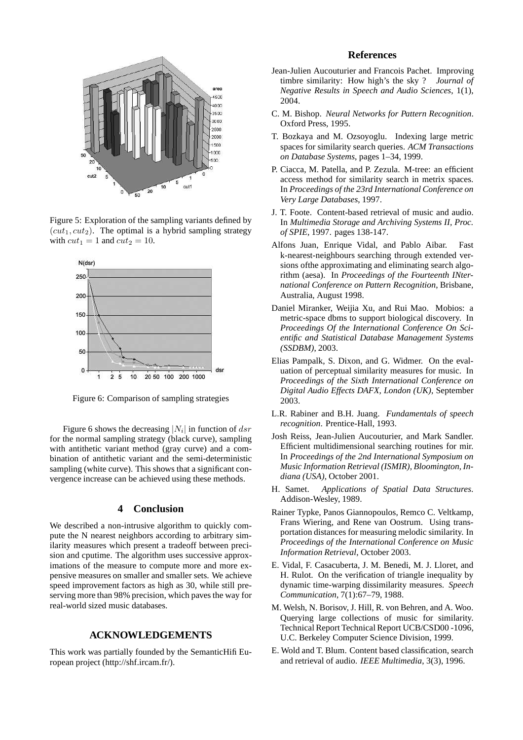area
4500
4000
3500
3000
2500
2000
1500
1000
500
0

50
20
10
cut2 5
1
0
50
20
10
5
1
0
cut1

Figure 5: Exploration of the sampling variants defined by $(cut_1, cut_2)$. The optimal is a hybrid sampling strategy with $cut_1 = 1$ and $cut_2 = 10$.

N(dsr)
250
200
150
100
50
0
1 2 5 10 20 50 100 200 1000
dsr

Figure 6: Comparison of sampling strategies

Figure 6 shows the decreasing $|N_i|$ in function of $dsr$ for the normal sampling strategy (black curve), sampling with antithetic variant method (gray curve) and a combination of antithetic variant and the semi-deterministic sampling (white curve). This shows that a significant convergence increase can be achieved using these methods.

## 4 Conclusion

We described a non-intrusive algorithm to quickly compute the N nearest neighbors according to arbitrary similarity measures which present a tradeoff between precision and cputime. The algorithm uses successive approximations of the measure to compute more and more expensive measures on smaller and smaller sets. We achieve speed improvement factors as high as 30, while still preserving more than 98% precision, which paves the way for real-world sized music databases.

## ACKNOWLEDGEMENTS

This work was partially founded by the SemanticHifi European project (http://shf.ircam.fr/).

## References

Jean-Julien Aucouturier and Francois Pachet. Improving timbre similarity: How high's the sky ? *Journal of Negative Results in Speech and Audio Sciences*, 1(1), 2004.

C. M. Bishop. *Neural Networks for Pattern Recognition*. Oxford Press, 1995.

T. Bozkaya and M. Ozsoyoglu. Indexing large metric spaces for similarity search queries. *ACM Transactions on Database Systems*, pages 1–34, 1999.

P. Ciacca, M. Patella, and P. Zezula. M-tree: an efficient access method for similarity search in metrix spaces. In *Proceedings of the 23rd International Conference on Very Large Databases*, 1997.

J. T. Foote. Content-based retrieval of music and audio. In *Multimedia Storage and Archiving Systems II, Proc. of SPIE*, 1997. pages 138-147.

Alfons Juan, Enrique Vidal, and Pablo Aibar. Fast k-nearest-neighbours searching through extended versions ofthe approximating and eliminating search algorithm (aesa). In *Proceedings of the Fourteenth INTernational Conference on Pattern Recognition*, Brisbane, Australia, August 1998.

Daniel Miranker, Weijia Xu, and Rui Mao. Mobios: a metric-space dbms to support biological discovery. In *Proceedings Of the International Conference On Scientific and Statistical Database Management Systems (SSDBM)*, 2003.

Elias Pampalk, S. Dixon, and G. Widmer. On the evaluation of perceptual similarity measures for music. In *Proceedings of the Sixth International Conference on Digital Audio Effects DAFX, London (UK)*, September 2003.

L.R. Rabiner and B.H. Juang. *Fundamentals of speech recognition*. Prentice-Hall, 1993.

Josh Reiss, Jean-Julien Aucouturier, and Mark Sandler. Efficient multidimensional searching routines for mir. In *Proceedings of the 2nd International Symposium on Music Information Retrieval (ISMIR), Bloomington, Indiana (USA)*, October 2001.

H. Samet. *Applications of Spatial Data Structures*. Addison-Wesley, 1989.

Rainer Typke, Panos Giannopoulos, Remco C. Veltkamp, Frans Wiering, and Rene van Oostrum. Using transportation distances for measuring melodic similarity. In *Proceedings of the International Conference on Music Information Retrieval*, October 2003.

E. Vidal, F. Casacuberta, J. M. Benedi, M. J. Lloret, and H. Rulot. On the verification of triangle inequality by dynamic time-warping dissimilarity measures. *Speech Communication*, 7(1):67–79, 1988.

M. Welsh, N. Borisov, J. Hill, R. von Behren, and A. Woo. Querying large collections of music for similarity. Technical Report Technical Report UCB/CSD00 -1096, U.C. Berkeley Computer Science Division, 1999.

E. Wold and T. Blum. Content based classification, search and retrieval of audio. *IEEE Multimedia*, 3(3), 1996.